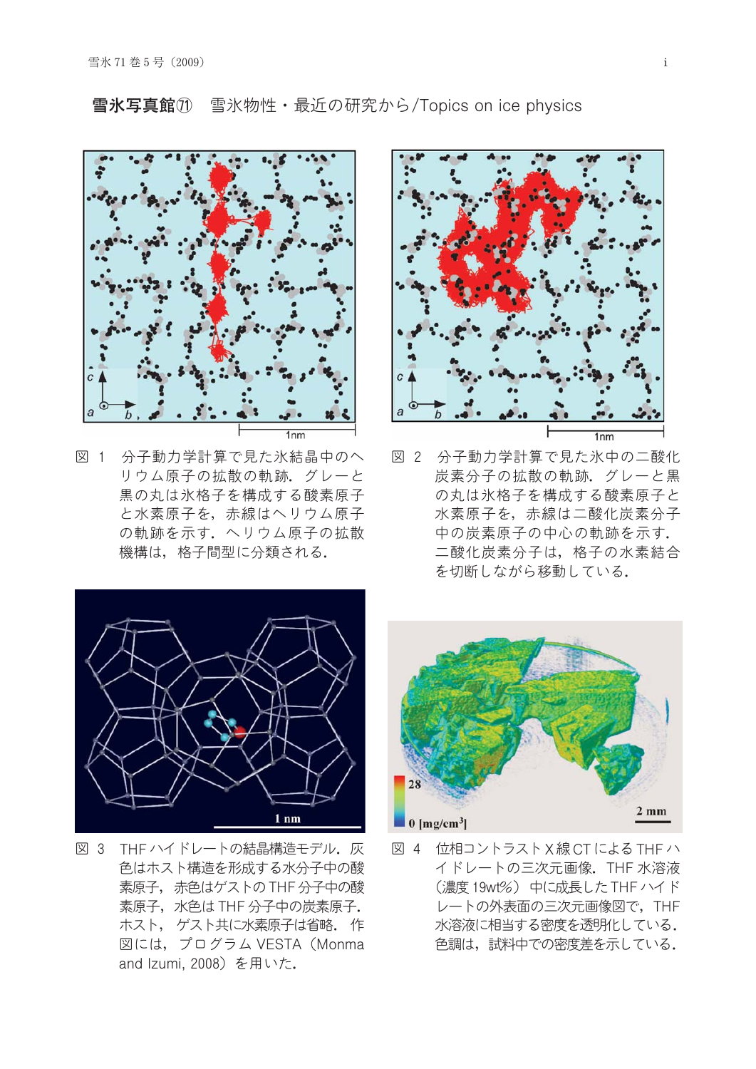## 雪氷写真館⑪　雪氷物性・最近の研究から/Topics on ice physics

図 1　分子動力学計算で見た氷結晶中のヘリウム原子の拡散の軌跡．グレーと黒の丸は氷格子を構成する酸素原子と水素原子を，赤線はヘリウム原子の軌跡を示す．ヘリウム原子の拡散機構は，格子間型に分類される．

図 2　分子動力学計算で見た氷中の二酸化炭素分子の拡散の軌跡．グレーと黒の丸は氷格子を構成する酸素原子と水素原子を，赤線は二酸化炭素分子中の炭素原子の中心の軌跡を示す．二酸化炭素分子は，格子の水素結合を切断しながら移動している．

図 3　THF ハイドレートの結晶構造モデル．灰色はホスト構造を形成する水分子中の酸素原子，赤色はゲストの THF 分子中の酸素原子，水色は THF 分子中の炭素原子．ホスト，ゲスト共に水素原子は省略．作図には，プログラム VESTA（Monma and Izumi, 2008）を用いた．

図 4　位相コントラスト X 線 CT による THF ハイドレートの三次元画像．THF 水溶液（濃度 19wt%）中に成長した THF ハイドレートの外表面の三次元画像図で，THF 水溶液に相当する密度を透明化している．色調は，試料中での密度差を示している．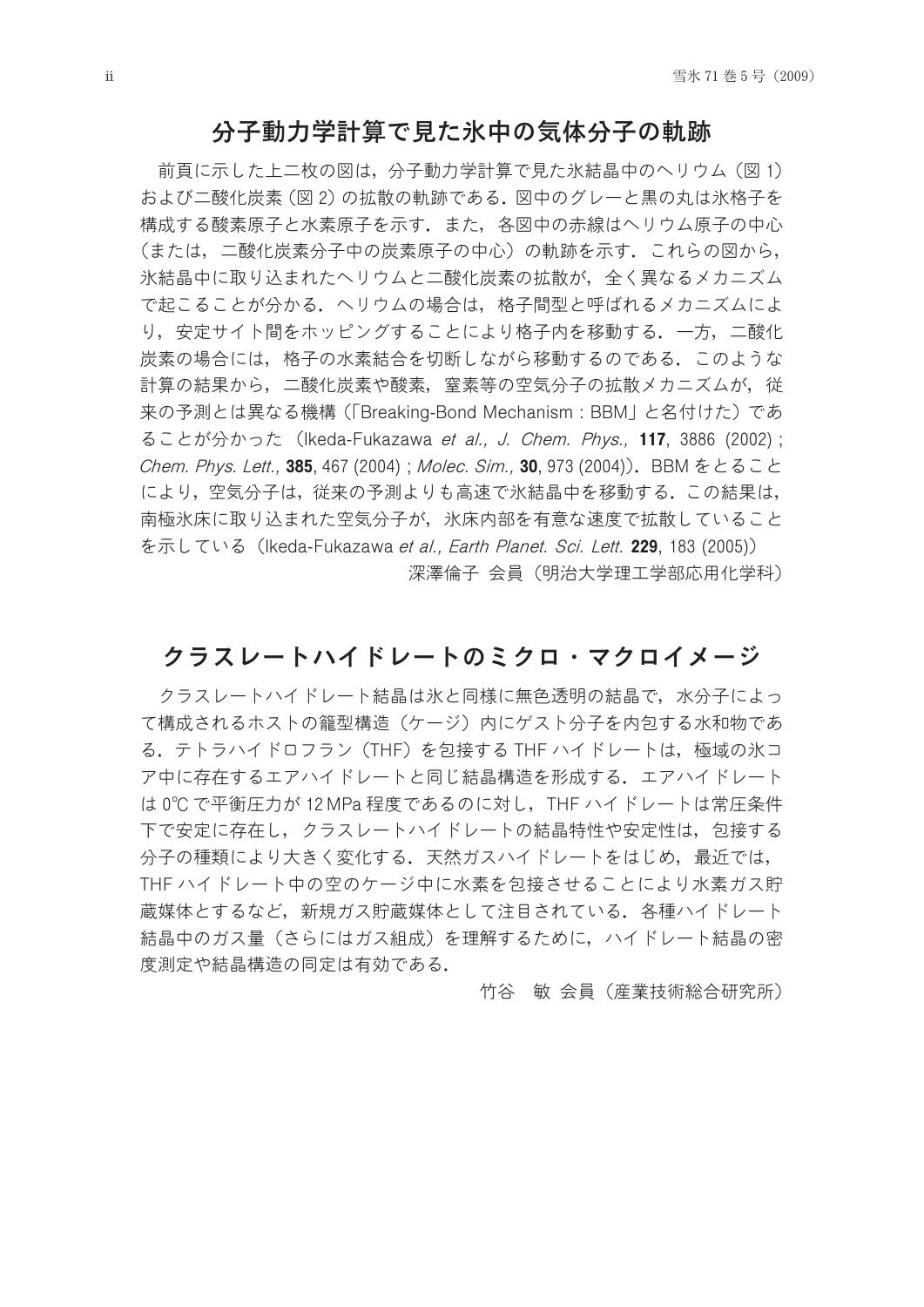## 分子動力学計算で見た氷中の気体分子の軌跡

前頁に示した上二枚の図は，分子動力学計算で見た氷結晶中のヘリウム（図 1）および二酸化炭素（図 2）の拡散の軌跡である．図中のグレーと黒の丸は氷格子を構成する酸素原子と水素原子を示す．また，各図中の赤線はヘリウム原子の中心（または，二酸化炭素分子中の炭素原子の中心）の軌跡を示す．これらの図から，氷結晶中に取り込まれたヘリウムと二酸化炭素の拡散が，全く異なるメカニズムで起こることが分かる．ヘリウムの場合は，格子間型と呼ばれるメカニズムにより，安定サイト間をホッピングすることにより格子内を移動する．一方，二酸化炭素の場合には，格子の水素結合を切断しながら移動するのである．このような計算の結果から，二酸化炭素や酸素，窒素等の空気分子の拡散メカニズムが，従来の予測とは異なる機構（「Breaking-Bond Mechanism : BBM」と名付けた）であることが分かった（Ikeda-Fukazawa *et al., J. Chem. Phys.,* **117**, 3886 (2002) ; *Chem. Phys. Lett.,* **385**, 467 (2004) ; *Molec. Sim.,* **30**, 973 (2004)）．BBM をとることにより，空気分子は，従来の予測よりも高速で氷結晶中を移動する．この結果は，南極氷床に取り込まれた空気分子が，氷床内部を有意な速度で拡散していることを示している（Ikeda-Fukazawa *et al., Earth Planet. Sci. Lett.* **229**, 183 (2005)）

深澤倫子 会員（明治大学理工学部応用化学科）

## クラスレートハイドレートのミクロ・マクロイメージ

クラスレートハイドレート結晶は氷と同様に無色透明の結晶で，水分子によって構成されるホストの籠型構造（ケージ）内にゲスト分子を内包する水和物である．テトラハイドロフラン（THF）を包接する THF ハイドレートは，極域の氷コア中に存在するエアハイドレートと同じ結晶構造を形成する．エアハイドレートは 0℃ で平衡圧力が 12 MPa 程度であるのに対し，THF ハイドレートは常圧条件下で安定に存在し，クラスレートハイドレートの結晶特性や安定性は，包接する分子の種類により大きく変化する．天然ガスハイドレートをはじめ，最近では，THF ハイドレート中の空のケージ中に水素を包接させることにより水素ガス貯蔵媒体とするなど，新規ガス貯蔵媒体として注目されている．各種ハイドレート結晶中のガス量（さらにはガス組成）を理解するために，ハイドレート結晶の密度測定や結晶構造の同定は有効である．

竹谷　敏 会員（産業技術総合研究所）